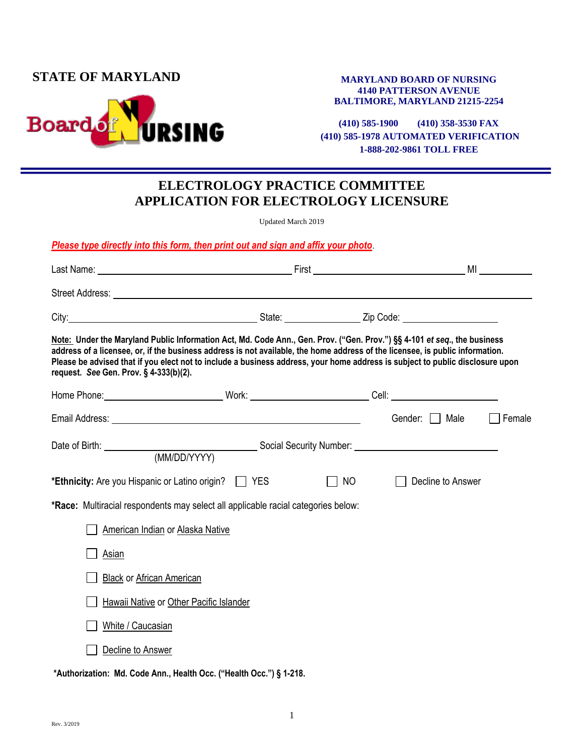**STATE OF MARYLAND**

Board of NURSING

**MARYLAND BOARD OF NURSING**
**4140 PATTERSON AVENUE**
**BALTIMORE, MARYLAND 21215-2254**

**(410) 585-1900 (410) 358-3530 FAX**
**(410) 585-1978 AUTOMATED VERIFICATION**
**1-888-202-9861 TOLL FREE**

# ELECTROLOGY PRACTICE COMMITTEE
# APPLICATION FOR ELECTROLOGY LICENSURE

Updated March 2019

***Please type directly into this form, then print out and sign and affix your photo*.**

Last Name: ______________________ First ______________________ MI ________

Street Address: ______________________________________________

City: ______________________ State: ____________ Zip Code: ______________

**Note: Under the Maryland Public Information Act, Md. Code Ann., Gen. Prov. ("Gen. Prov.") §§ 4-101 *et seq.*, the business address of a licensee, or, if the business address is not available, the home address of the licensee, is public information. Please be advised that if you elect not to include a business address, your home address is subject to public disclosure upon request. *See* Gen. Prov. § 4-333(b)(2).**

Home Phone: ________________ Work: ________________ Cell: ________________

Email Address: ______________________________ Gender: ☐ Male ☐ Female

Date of Birth: ______________________ Social Security Number: ______________________
(MM/DD/YYYY)

**\*Ethnicity:** Are you Hispanic or Latino origin? ☐ YES ☐ NO ☐ Decline to Answer

**\*Race:** Multiracial respondents may select all applicable racial categories below:

- ☐ American Indian or Alaska Native
- ☐ Asian
- ☐ Black or African American
- ☐ Hawaii Native or Other Pacific Islander
- ☐ White / Caucasian
- ☐ Decline to Answer

**\*Authorization: Md. Code Ann., Health Occ. ("Health Occ.") § 1-218.**

Rev. 3/2019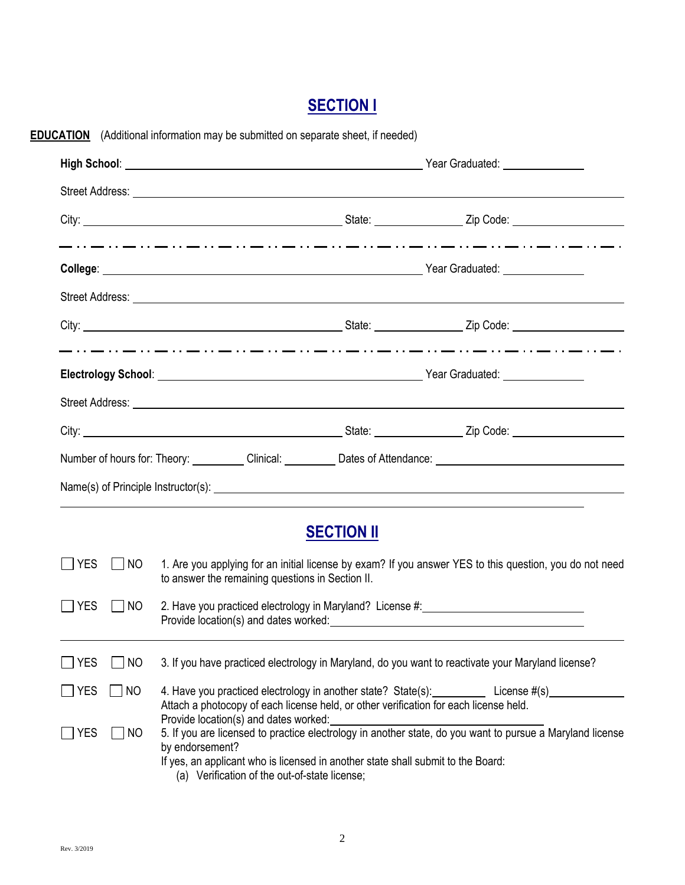# SECTION I

**EDUCATION** (Additional information may be submitted on separate sheet, if needed)

**High School**: ______________________________ Year Graduated: __________

Street Address: ______________________________________________

City: ______________________ State: __________ Zip Code: __________

---

**College**: ______________________________ Year Graduated: __________

Street Address: ______________________________________________

City: ______________________ State: __________ Zip Code: __________

---

**Electrology School**: ______________________________ Year Graduated: __________

Street Address: ______________________________________________

City: ______________________ State: __________ Zip Code: __________

Number of hours for: Theory: ________ Clinical: ________ Dates of Attendance: ____________________

Name(s) of Principle Instructor(s): ______________________________________________

______________________________________________

# SECTION II

☐ YES ☐ NO 1. Are you applying for an initial license by exam? If you answer YES to this question, you do not need to answer the remaining questions in Section II.

☐ YES ☐ NO 2. Have you practiced electrology in Maryland? License #: ____________________
Provide location(s) and dates worked: ______________________________

---

☐ YES ☐ NO 3. If you have practiced electrology in Maryland, do you want to reactivate your Maryland license?

☐ YES ☐ NO 4. Have you practiced electrology in another state? State(s): ________ License #(s) ________
Attach a photocopy of each license held, or other verification for each license held.
Provide location(s) and dates worked: ______________________________

☐ YES ☐ NO 5. If you are licensed to practice electrology in another state, do you want to pursue a Maryland license by endorsement?
If yes, an applicant who is licensed in another state shall submit to the Board:
(a) Verification of the out-of-state license;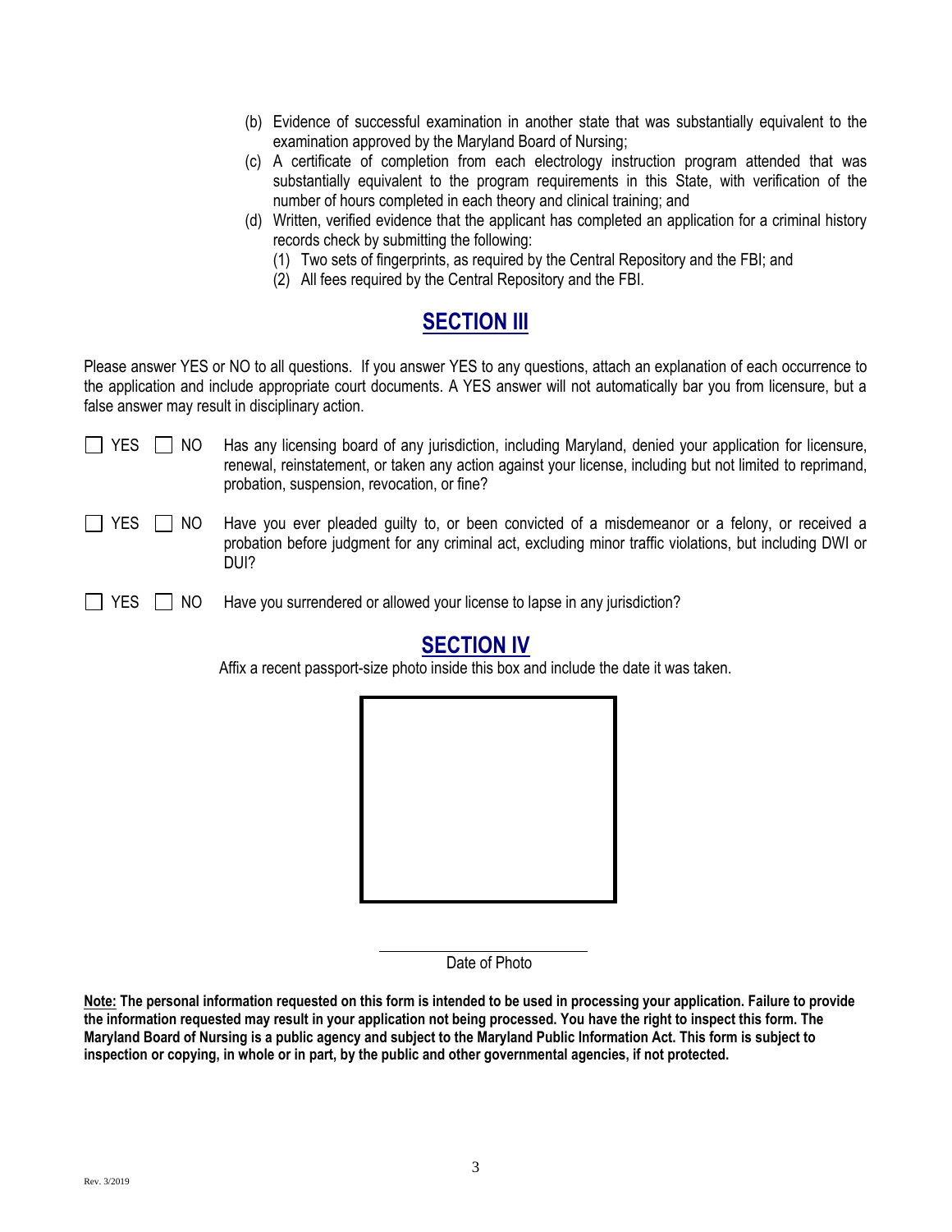(b) Evidence of successful examination in another state that was substantially equivalent to the examination approved by the Maryland Board of Nursing;

(c) A certificate of completion from each electrology instruction program attended that was substantially equivalent to the program requirements in this State, with verification of the number of hours completed in each theory and clinical training; and

(d) Written, verified evidence that the applicant has completed an application for a criminal history records check by submitting the following:

   (1) Two sets of fingerprints, as required by the Central Repository and the FBI; and

   (2) All fees required by the Central Repository and the FBI.

## SECTION III

Please answer YES or NO to all questions. If you answer YES to any questions, attach an explanation of each occurrence to the application and include appropriate court documents. A YES answer will not automatically bar you from licensure, but a false answer may result in disciplinary action.

☐ YES ☐ NO Has any licensing board of any jurisdiction, including Maryland, denied your application for licensure, renewal, reinstatement, or taken any action against your license, including but not limited to reprimand, probation, suspension, revocation, or fine?

☐ YES ☐ NO Have you ever pleaded guilty to, or been convicted of a misdemeanor or a felony, or received a probation before judgment for any criminal act, excluding minor traffic violations, but including DWI or DUI?

☐ YES ☐ NO Have you surrendered or allowed your license to lapse in any jurisdiction?

## SECTION IV

Affix a recent passport-size photo inside this box and include the date it was taken.

Date of Photo

**Note: The personal information requested on this form is intended to be used in processing your application. Failure to provide the information requested may result in your application not being processed. You have the right to inspect this form. The Maryland Board of Nursing is a public agency and subject to the Maryland Public Information Act. This form is subject to inspection or copying, in whole or in part, by the public and other governmental agencies, if not protected.**

Rev. 3/2019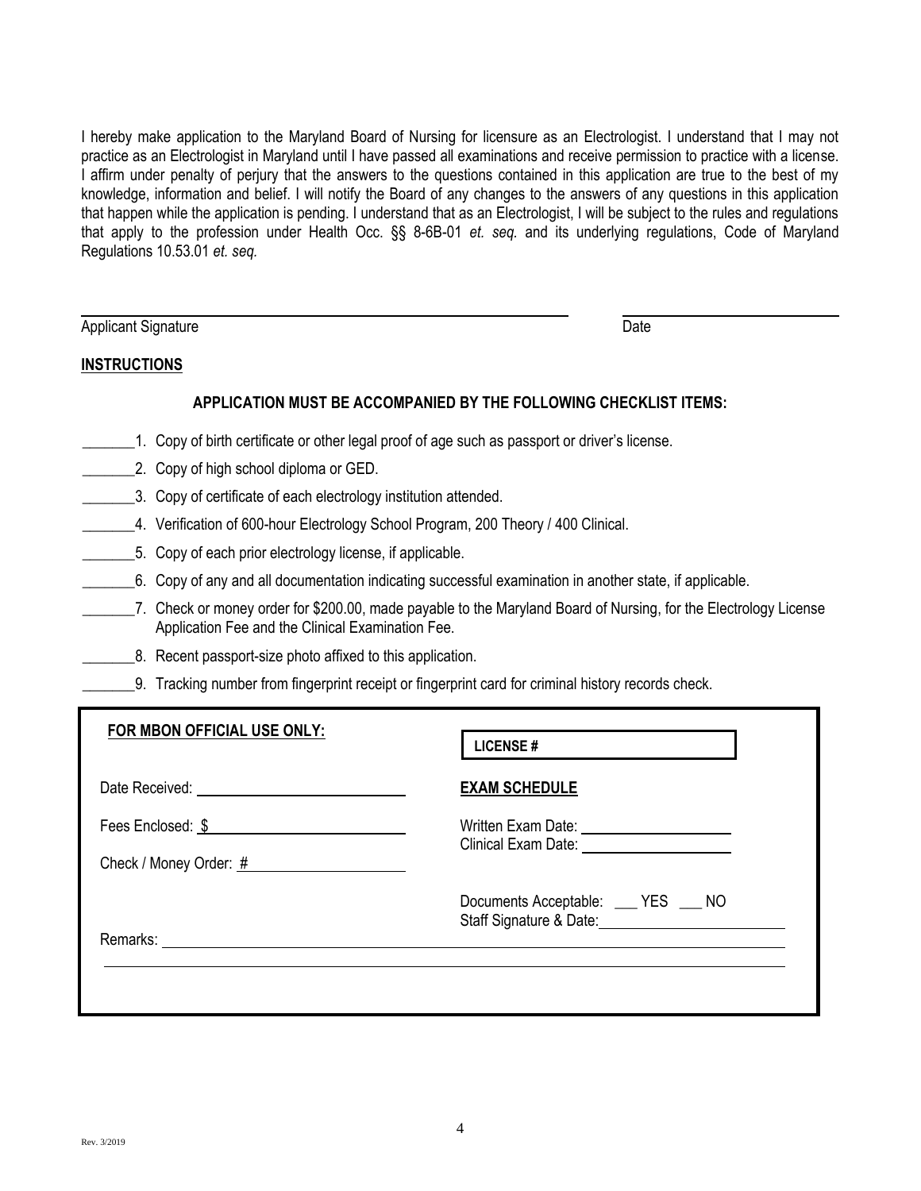I hereby make application to the Maryland Board of Nursing for licensure as an Electrologist. I understand that I may not practice as an Electrologist in Maryland until I have passed all examinations and receive permission to practice with a license. I affirm under penalty of perjury that the answers to the questions contained in this application are true to the best of my knowledge, information and belief. I will notify the Board of any changes to the answers of any questions in this application that happen while the application is pending. I understand that as an Electrologist, I will be subject to the rules and regulations that apply to the profession under Health Occ. §§ 8-6B-01 *et. seq.* and its underlying regulations, Code of Maryland Regulations 10.53.01 *et. seq.*

_______________________________________________ ______________________

Applicant Signature Date

**INSTRUCTIONS**

**APPLICATION MUST BE ACCOMPANIED BY THE FOLLOWING CHECKLIST ITEMS:**

_______1. Copy of birth certificate or other legal proof of age such as passport or driver's license.

_______2. Copy of high school diploma or GED.

_______3. Copy of certificate of each electrology institution attended.

_______4. Verification of 600-hour Electrology School Program, 200 Theory / 400 Clinical.

_______5. Copy of each prior electrology license, if applicable.

_______6. Copy of any and all documentation indicating successful examination in another state, if applicable.

_______7. Check or money order for $200.00, made payable to the Maryland Board of Nursing, for the Electrology License Application Fee and the Clinical Examination Fee.

_______8. Recent passport-size photo affixed to this application.

_______9. Tracking number from fingerprint receipt or fingerprint card for criminal history records check.

**FOR MBON OFFICIAL USE ONLY:**

**LICENSE #** ____________________

Date Received: ____________________

Fees Enclosed: $ ____________________

Check / Money Order: # ____________________

**EXAM SCHEDULE**

Written Exam Date: ____________________

Clinical Exam Date: ____________________

Documents Acceptable: ___ YES ___ NO

Staff Signature & Date: ____________________

Remarks: ____________________